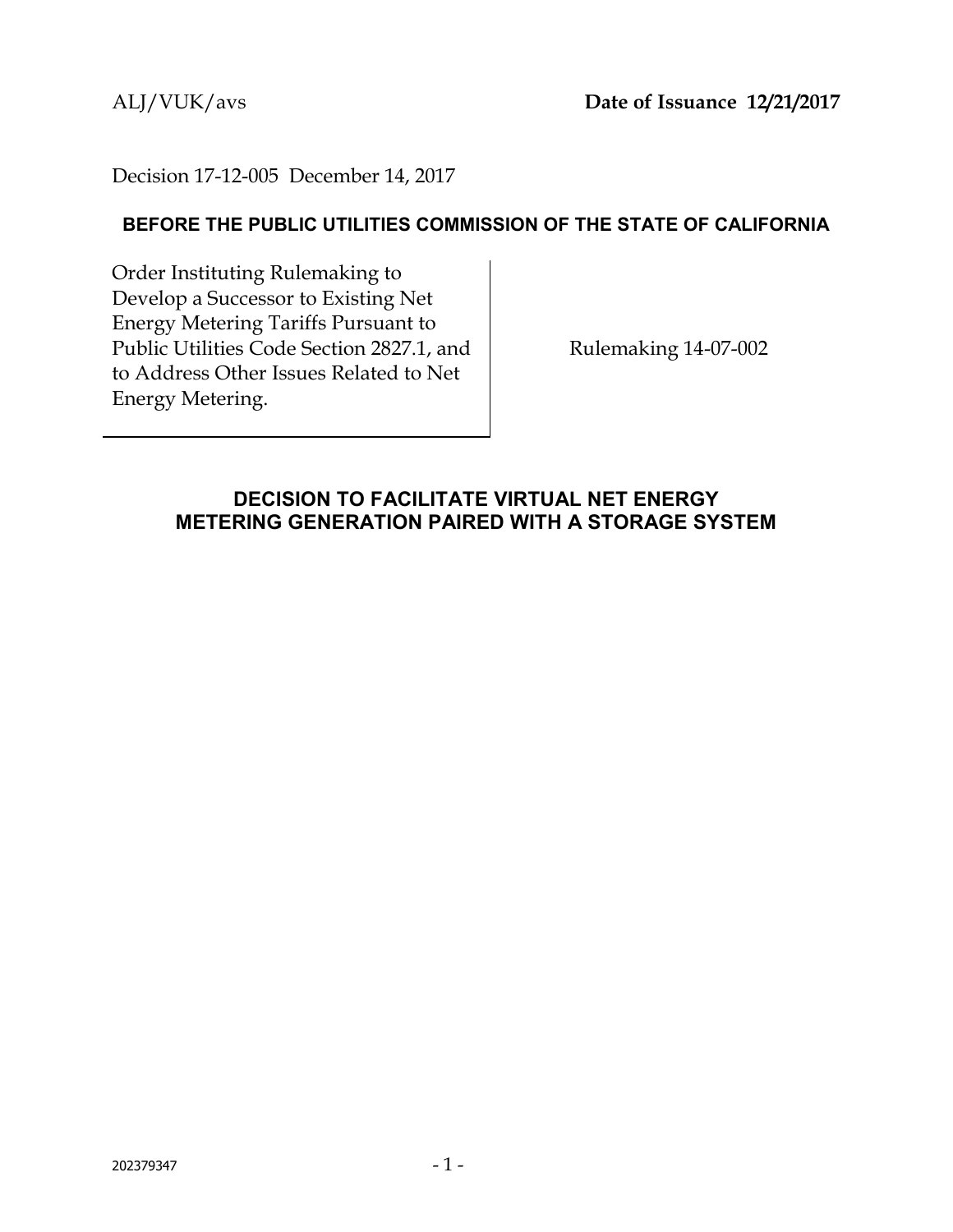ALJ/VUK/avs **Date of Issuance 12/21/2017**

Decision 17-12-005 December 14, 2017

**BEFORE THE PUBLIC UTILITIES COMMISSION OF THE STATE OF CALIFORNIA**

| | |
|---|---|
| Order Instituting Rulemaking to Develop a Successor to Existing Net Energy Metering Tariffs Pursuant to Public Utilities Code Section 2827.1, and to Address Other Issues Related to Net Energy Metering. | Rulemaking 14-07-002 |

## DECISION TO FACILITATE VIRTUAL NET ENERGY METERING GENERATION PAIRED WITH A STORAGE SYSTEM

202379347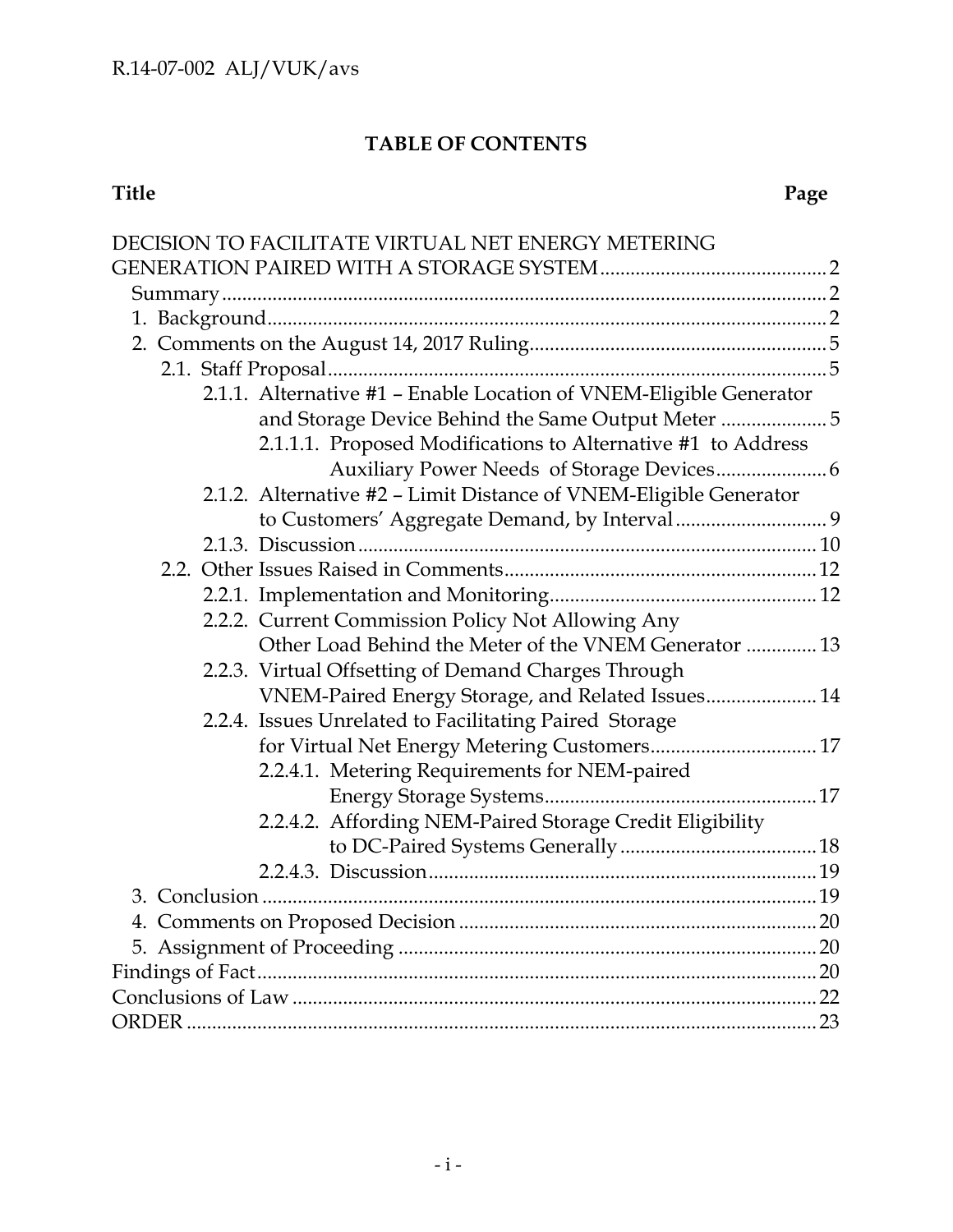## TABLE OF CONTENTS

| Title | Page |
|---|---|
| DECISION TO FACILITATE VIRTUAL NET ENERGY METERING GENERATION PAIRED WITH A STORAGE SYSTEM | 2 |
| Summary | 2 |
| 1. Background | 2 |
| 2. Comments on the August 14, 2017 Ruling | 5 |
| 2.1. Staff Proposal | 5 |
| 2.1.1. Alternative #1 – Enable Location of VNEM-Eligible Generator and Storage Device Behind the Same Output Meter | 5 |
| 2.1.1.1. Proposed Modifications to Alternative #1 to Address Auxiliary Power Needs of Storage Devices | 6 |
| 2.1.2. Alternative #2 – Limit Distance of VNEM-Eligible Generator to Customers' Aggregate Demand, by Interval | 9 |
| 2.1.3. Discussion | 10 |
| 2.2. Other Issues Raised in Comments | 12 |
| 2.2.1. Implementation and Monitoring | 12 |
| 2.2.2. Current Commission Policy Not Allowing Any Other Load Behind the Meter of the VNEM Generator | 13 |
| 2.2.3. Virtual Offsetting of Demand Charges Through VNEM-Paired Energy Storage, and Related Issues | 14 |
| 2.2.4. Issues Unrelated to Facilitating Paired Storage for Virtual Net Energy Metering Customers | 17 |
| 2.2.4.1. Metering Requirements for NEM-paired Energy Storage Systems | 17 |
| 2.2.4.2. Affording NEM-Paired Storage Credit Eligibility to DC-Paired Systems Generally | 18 |
| 2.2.4.3. Discussion | 19 |
| 3. Conclusion | 19 |
| 4. Comments on Proposed Decision | 20 |
| 5. Assignment of Proceeding | 20 |
| Findings of Fact | 20 |
| Conclusions of Law | 22 |
| ORDER | 23 |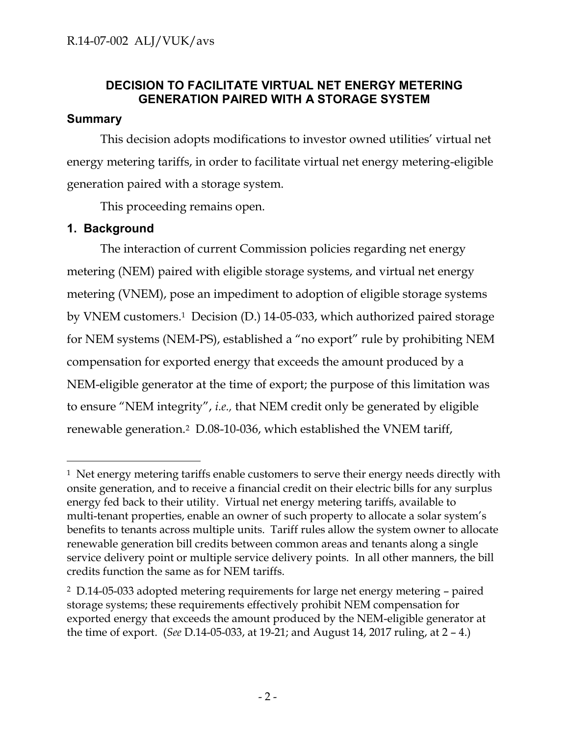## DECISION TO FACILITATE VIRTUAL NET ENERGY METERING GENERATION PAIRED WITH A STORAGE SYSTEM

### Summary

This decision adopts modifications to investor owned utilities' virtual net energy metering tariffs, in order to facilitate virtual net energy metering-eligible generation paired with a storage system.

This proceeding remains open.

### 1. Background

The interaction of current Commission policies regarding net energy metering (NEM) paired with eligible storage systems, and virtual net energy metering (VNEM), pose an impediment to adoption of eligible storage systems by VNEM customers.[1] Decision (D.) 14-05-033, which authorized paired storage for NEM systems (NEM-PS), established a "no export" rule by prohibiting NEM compensation for exported energy that exceeds the amount produced by a NEM-eligible generator at the time of export; the purpose of this limitation was to ensure "NEM integrity", *i.e.,* that NEM credit only be generated by eligible renewable generation.[2] D.08-10-036, which established the VNEM tariff,

---

[1] Net energy metering tariffs enable customers to serve their energy needs directly with onsite generation, and to receive a financial credit on their electric bills for any surplus energy fed back to their utility. Virtual net energy metering tariffs, available to multi-tenant properties, enable an owner of such property to allocate a solar system's benefits to tenants across multiple units. Tariff rules allow the system owner to allocate renewable generation bill credits between common areas and tenants along a single service delivery point or multiple service delivery points. In all other manners, the bill credits function the same as for NEM tariffs.

[2] D.14-05-033 adopted metering requirements for large net energy metering – paired storage systems; these requirements effectively prohibit NEM compensation for exported energy that exceeds the amount produced by the NEM-eligible generator at the time of export. (*See* D.14-05-033, at 19-21; and August 14, 2017 ruling, at 2 – 4.)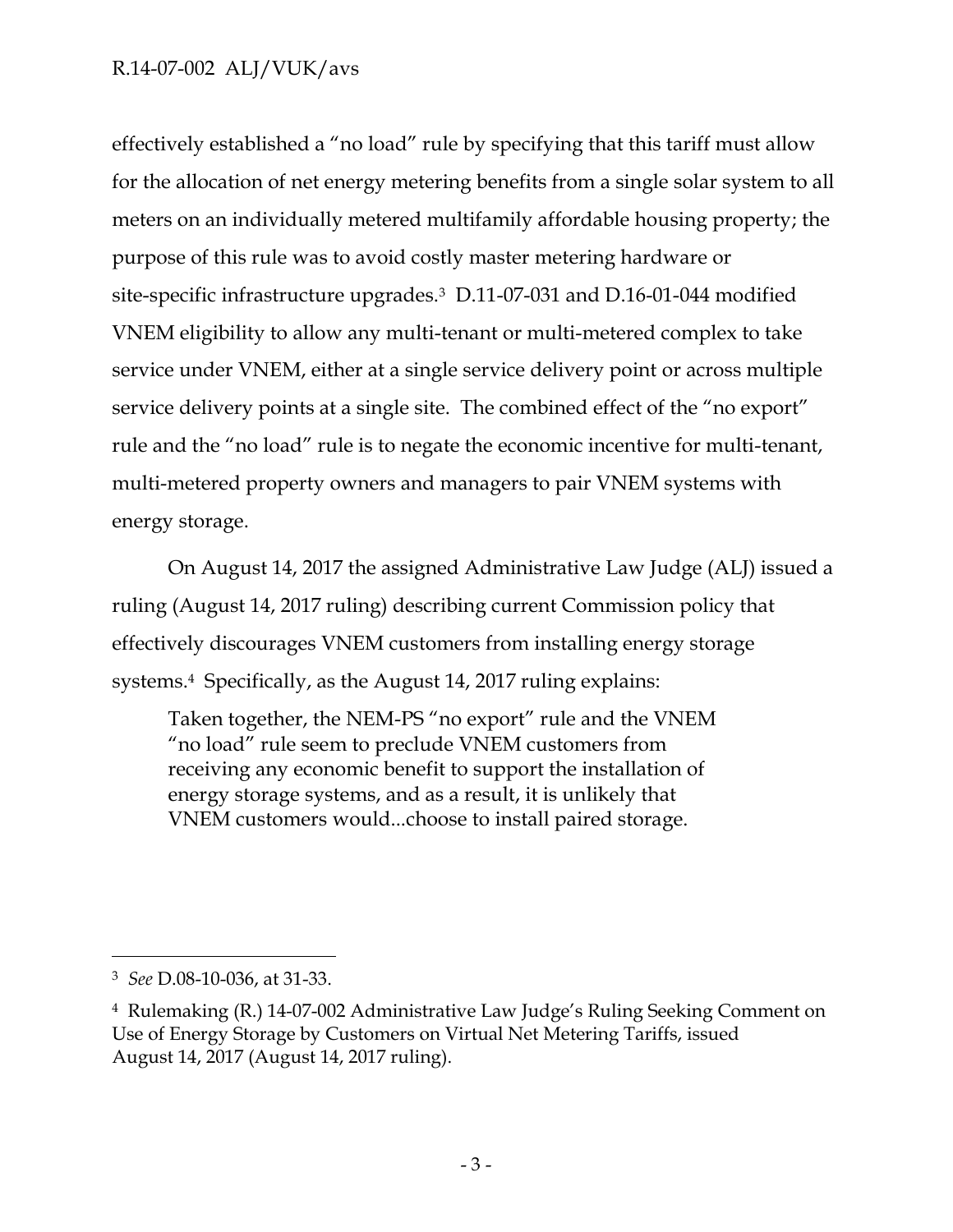effectively established a "no load" rule by specifying that this tariff must allow for the allocation of net energy metering benefits from a single solar system to all meters on an individually metered multifamily affordable housing property; the purpose of this rule was to avoid costly master metering hardware or site-specific infrastructure upgrades.[3] D.11-07-031 and D.16-01-044 modified VNEM eligibility to allow any multi-tenant or multi-metered complex to take service under VNEM, either at a single service delivery point or across multiple service delivery points at a single site. The combined effect of the "no export" rule and the "no load" rule is to negate the economic incentive for multi-tenant, multi-metered property owners and managers to pair VNEM systems with energy storage.

On August 14, 2017 the assigned Administrative Law Judge (ALJ) issued a ruling (August 14, 2017 ruling) describing current Commission policy that effectively discourages VNEM customers from installing energy storage systems.[4] Specifically, as the August 14, 2017 ruling explains:

> Taken together, the NEM-PS "no export" rule and the VNEM "no load" rule seem to preclude VNEM customers from receiving any economic benefit to support the installation of energy storage systems, and as a result, it is unlikely that VNEM customers would...choose to install paired storage.

---

[3] *See* D.08-10-036, at 31-33.

[4] Rulemaking (R.) 14-07-002 Administrative Law Judge's Ruling Seeking Comment on Use of Energy Storage by Customers on Virtual Net Metering Tariffs, issued August 14, 2017 (August 14, 2017 ruling).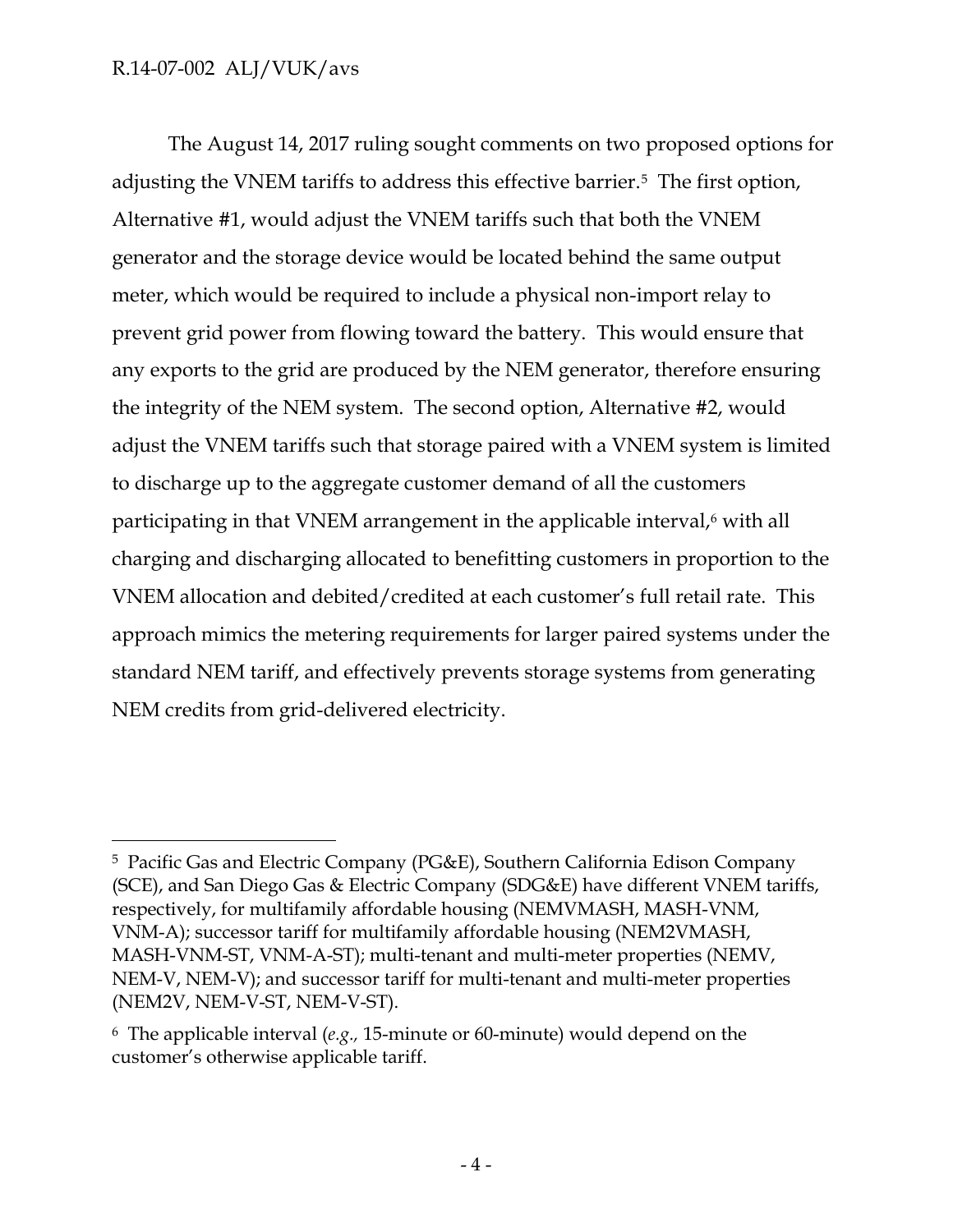The August 14, 2017 ruling sought comments on two proposed options for adjusting the VNEM tariffs to address this effective barrier.[5] The first option, Alternative #1, would adjust the VNEM tariffs such that both the VNEM generator and the storage device would be located behind the same output meter, which would be required to include a physical non-import relay to prevent grid power from flowing toward the battery. This would ensure that any exports to the grid are produced by the NEM generator, therefore ensuring the integrity of the NEM system. The second option, Alternative #2, would adjust the VNEM tariffs such that storage paired with a VNEM system is limited to discharge up to the aggregate customer demand of all the customers participating in that VNEM arrangement in the applicable interval,[6] with all charging and discharging allocated to benefitting customers in proportion to the VNEM allocation and debited/credited at each customer's full retail rate. This approach mimics the metering requirements for larger paired systems under the standard NEM tariff, and effectively prevents storage systems from generating NEM credits from grid-delivered electricity.

---

[5] Pacific Gas and Electric Company (PG&E), Southern California Edison Company (SCE), and San Diego Gas & Electric Company (SDG&E) have different VNEM tariffs, respectively, for multifamily affordable housing (NEMVMASH, MASH-VNM, VNM-A); successor tariff for multifamily affordable housing (NEM2VMASH, MASH-VNM-ST, VNM-A-ST); multi-tenant and multi-meter properties (NEMV, NEM-V, NEM-V); and successor tariff for multi-tenant and multi-meter properties (NEM2V, NEM-V-ST, NEM-V-ST).

[6] The applicable interval (*e.g.*, 15-minute or 60-minute) would depend on the customer's otherwise applicable tariff.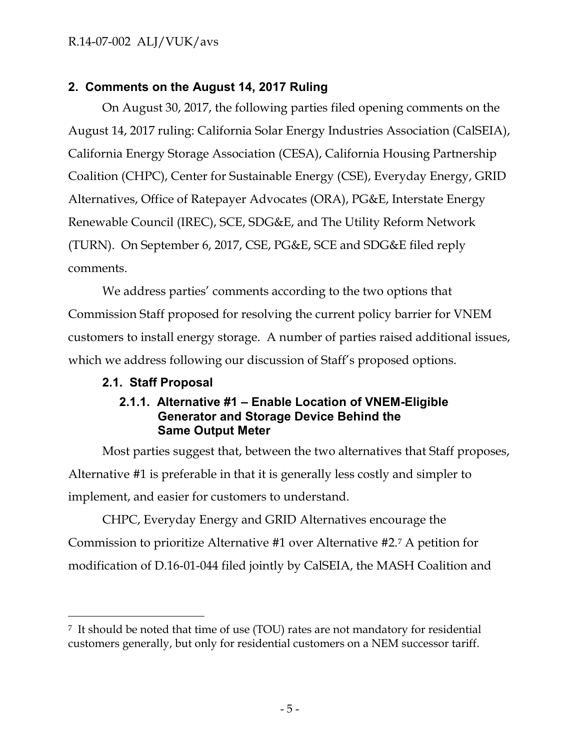## 2. Comments on the August 14, 2017 Ruling

On August 30, 2017, the following parties filed opening comments on the August 14, 2017 ruling: California Solar Energy Industries Association (CalSEIA), California Energy Storage Association (CESA), California Housing Partnership Coalition (CHPC), Center for Sustainable Energy (CSE), Everyday Energy, GRID Alternatives, Office of Ratepayer Advocates (ORA), PG&E, Interstate Energy Renewable Council (IREC), SCE, SDG&E, and The Utility Reform Network (TURN). On September 6, 2017, CSE, PG&E, SCE and SDG&E filed reply comments.

We address parties' comments according to the two options that Commission Staff proposed for resolving the current policy barrier for VNEM customers to install energy storage. A number of parties raised additional issues, which we address following our discussion of Staff's proposed options.

### 2.1. Staff Proposal

#### 2.1.1. Alternative #1 – Enable Location of VNEM-Eligible Generator and Storage Device Behind the Same Output Meter

Most parties suggest that, between the two alternatives that Staff proposes, Alternative #1 is preferable in that it is generally less costly and simpler to implement, and easier for customers to understand.

CHPC, Everyday Energy and GRID Alternatives encourage the Commission to prioritize Alternative #1 over Alternative #2.[7] A petition for modification of D.16-01-044 filed jointly by CalSEIA, the MASH Coalition and

---

[7] It should be noted that time of use (TOU) rates are not mandatory for residential customers generally, but only for residential customers on a NEM successor tariff.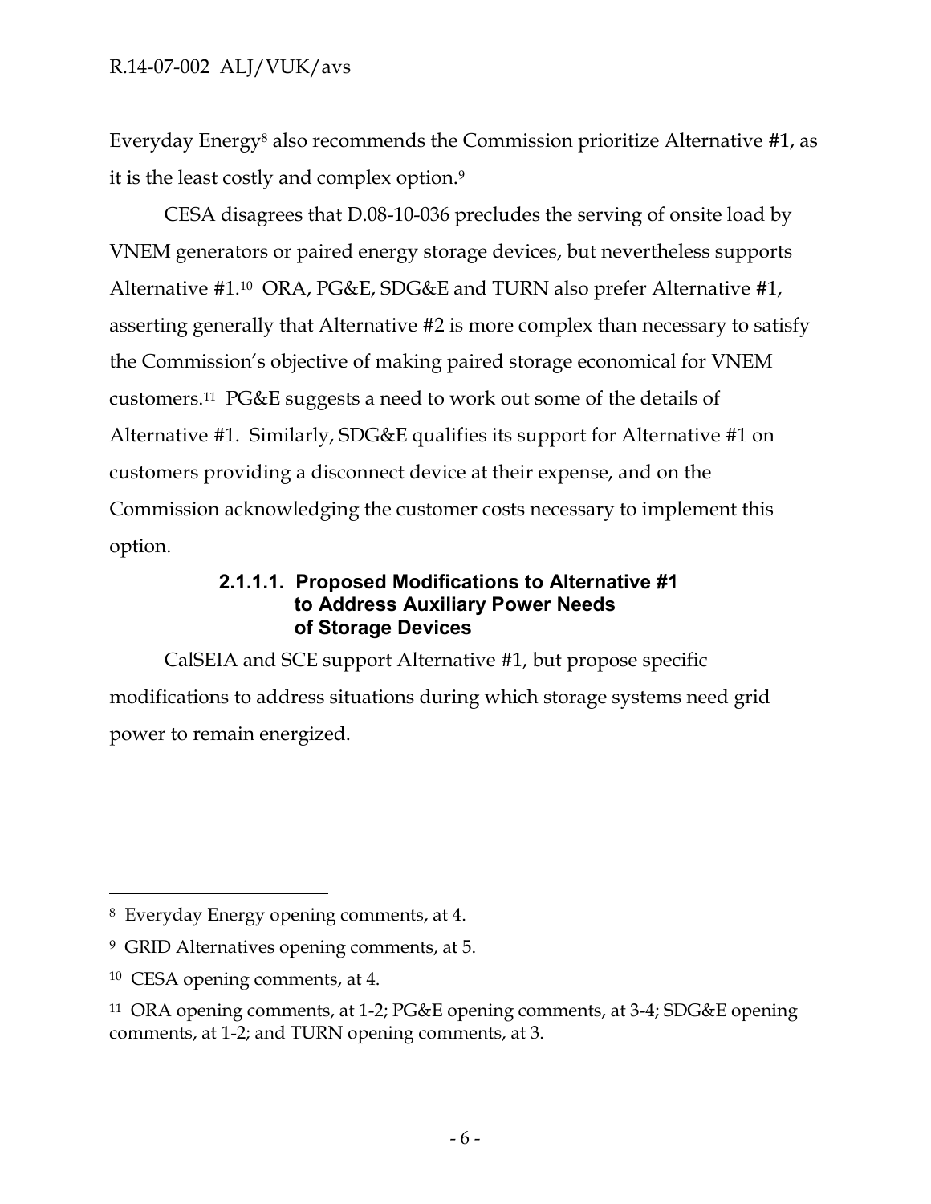Everyday Energy[8] also recommends the Commission prioritize Alternative #1, as it is the least costly and complex option.[9]

CESA disagrees that D.08-10-036 precludes the serving of onsite load by VNEM generators or paired energy storage devices, but nevertheless supports Alternative #1.[10] ORA, PG&E, SDG&E and TURN also prefer Alternative #1, asserting generally that Alternative #2 is more complex than necessary to satisfy the Commission's objective of making paired storage economical for VNEM customers.[11] PG&E suggests a need to work out some of the details of Alternative #1. Similarly, SDG&E qualifies its support for Alternative #1 on customers providing a disconnect device at their expense, and on the Commission acknowledging the customer costs necessary to implement this option.

##### 2.1.1.1. Proposed Modifications to Alternative #1 to Address Auxiliary Power Needs of Storage Devices

CalSEIA and SCE support Alternative #1, but propose specific modifications to address situations during which storage systems need grid power to remain energized.

---

[8] Everyday Energy opening comments, at 4.

[9] GRID Alternatives opening comments, at 5.

[10] CESA opening comments, at 4.

[11] ORA opening comments, at 1-2; PG&E opening comments, at 3-4; SDG&E opening comments, at 1-2; and TURN opening comments, at 3.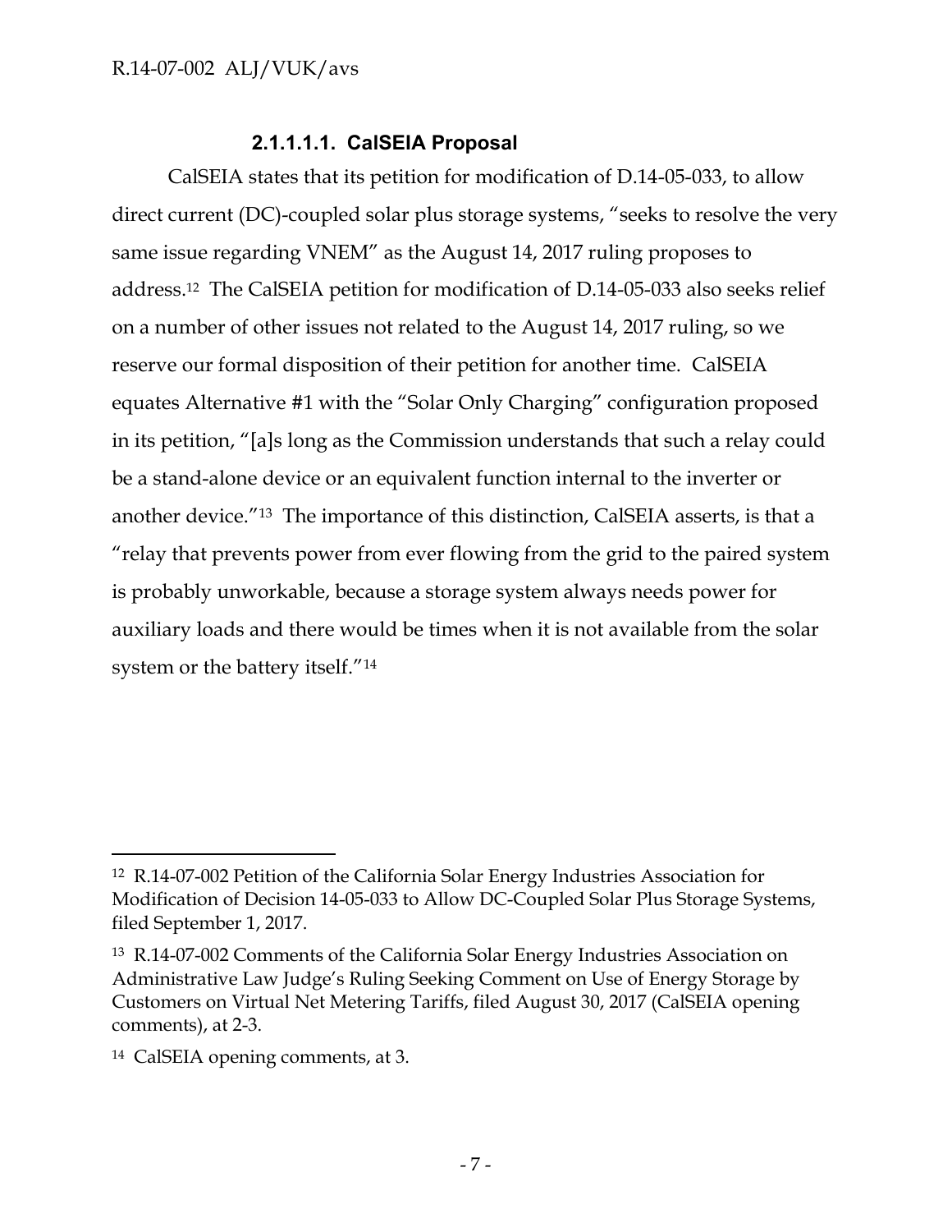#### 2.1.1.1.1. CalSEIA Proposal

CalSEIA states that its petition for modification of D.14-05-033, to allow direct current (DC)-coupled solar plus storage systems, "seeks to resolve the very same issue regarding VNEM" as the August 14, 2017 ruling proposes to address.[12] The CalSEIA petition for modification of D.14-05-033 also seeks relief on a number of other issues not related to the August 14, 2017 ruling, so we reserve our formal disposition of their petition for another time. CalSEIA equates Alternative #1 with the "Solar Only Charging" configuration proposed in its petition, "[a]s long as the Commission understands that such a relay could be a stand-alone device or an equivalent function internal to the inverter or another device."[13] The importance of this distinction, CalSEIA asserts, is that a "relay that prevents power from ever flowing from the grid to the paired system is probably unworkable, because a storage system always needs power for auxiliary loads and there would be times when it is not available from the solar system or the battery itself."[14]

---

[12] R.14-07-002 Petition of the California Solar Energy Industries Association for Modification of Decision 14-05-033 to Allow DC-Coupled Solar Plus Storage Systems, filed September 1, 2017.

[13] R.14-07-002 Comments of the California Solar Energy Industries Association on Administrative Law Judge's Ruling Seeking Comment on Use of Energy Storage by Customers on Virtual Net Metering Tariffs, filed August 30, 2017 (CalSEIA opening comments), at 2-3.

[14] CalSEIA opening comments, at 3.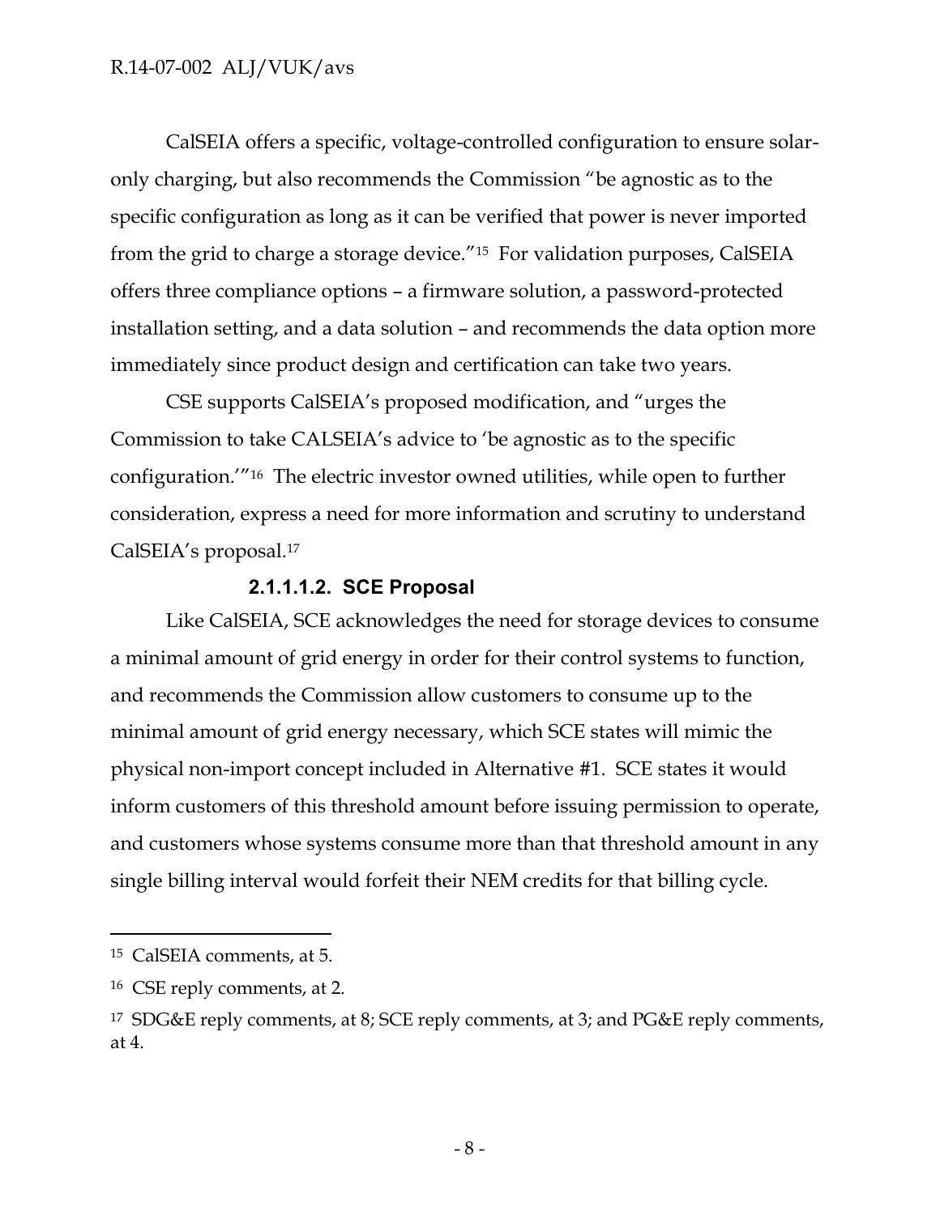CalSEIA offers a specific, voltage-controlled configuration to ensure solar-only charging, but also recommends the Commission "be agnostic as to the specific configuration as long as it can be verified that power is never imported from the grid to charge a storage device."[15] For validation purposes, CalSEIA offers three compliance options – a firmware solution, a password-protected installation setting, and a data solution – and recommends the data option more immediately since product design and certification can take two years.

CSE supports CalSEIA's proposed modification, and "urges the Commission to take CALSEIA's advice to 'be agnostic as to the specific configuration.'"[16] The electric investor owned utilities, while open to further consideration, express a need for more information and scrutiny to understand CalSEIA's proposal.[17]

##### 2.1.1.1.2. SCE Proposal

Like CalSEIA, SCE acknowledges the need for storage devices to consume a minimal amount of grid energy in order for their control systems to function, and recommends the Commission allow customers to consume up to the minimal amount of grid energy necessary, which SCE states will mimic the physical non-import concept included in Alternative #1. SCE states it would inform customers of this threshold amount before issuing permission to operate, and customers whose systems consume more than that threshold amount in any single billing interval would forfeit their NEM credits for that billing cycle.

---

[15] CalSEIA comments, at 5.

[16] CSE reply comments, at 2.

[17] SDG&E reply comments, at 8; SCE reply comments, at 3; and PG&E reply comments, at 4.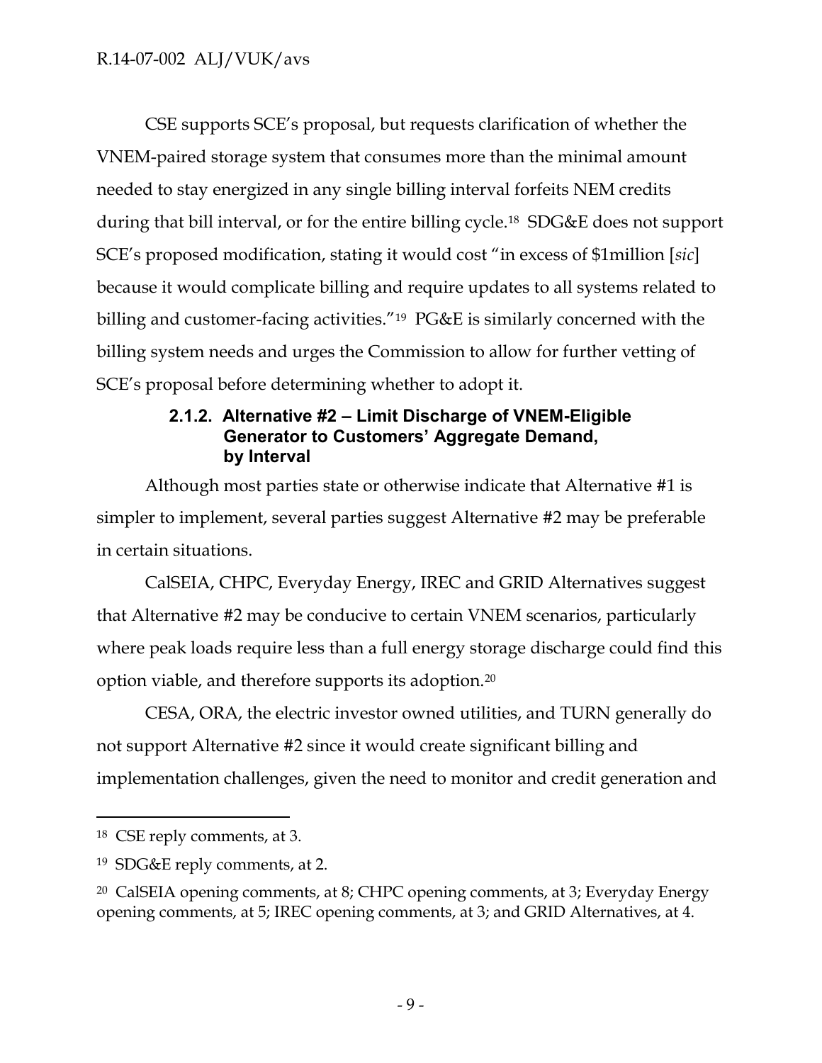CSE supports SCE's proposal, but requests clarification of whether the VNEM-paired storage system that consumes more than the minimal amount needed to stay energized in any single billing interval forfeits NEM credits during that bill interval, or for the entire billing cycle.[18] SDG&E does not support SCE's proposed modification, stating it would cost "in excess of $1million [*sic*] because it would complicate billing and require updates to all systems related to billing and customer-facing activities."[19] PG&E is similarly concerned with the billing system needs and urges the Commission to allow for further vetting of SCE's proposal before determining whether to adopt it.

#### 2.1.2. Alternative #2 – Limit Discharge of VNEM-Eligible Generator to Customers' Aggregate Demand, by Interval

Although most parties state or otherwise indicate that Alternative #1 is simpler to implement, several parties suggest Alternative #2 may be preferable in certain situations.

CalSEIA, CHPC, Everyday Energy, IREC and GRID Alternatives suggest that Alternative #2 may be conducive to certain VNEM scenarios, particularly where peak loads require less than a full energy storage discharge could find this option viable, and therefore supports its adoption.[20]

CESA, ORA, the electric investor owned utilities, and TURN generally do not support Alternative #2 since it would create significant billing and implementation challenges, given the need to monitor and credit generation and

---

[18] CSE reply comments, at 3.

[19] SDG&E reply comments, at 2.

[20] CalSEIA opening comments, at 8; CHPC opening comments, at 3; Everyday Energy opening comments, at 5; IREC opening comments, at 3; and GRID Alternatives, at 4.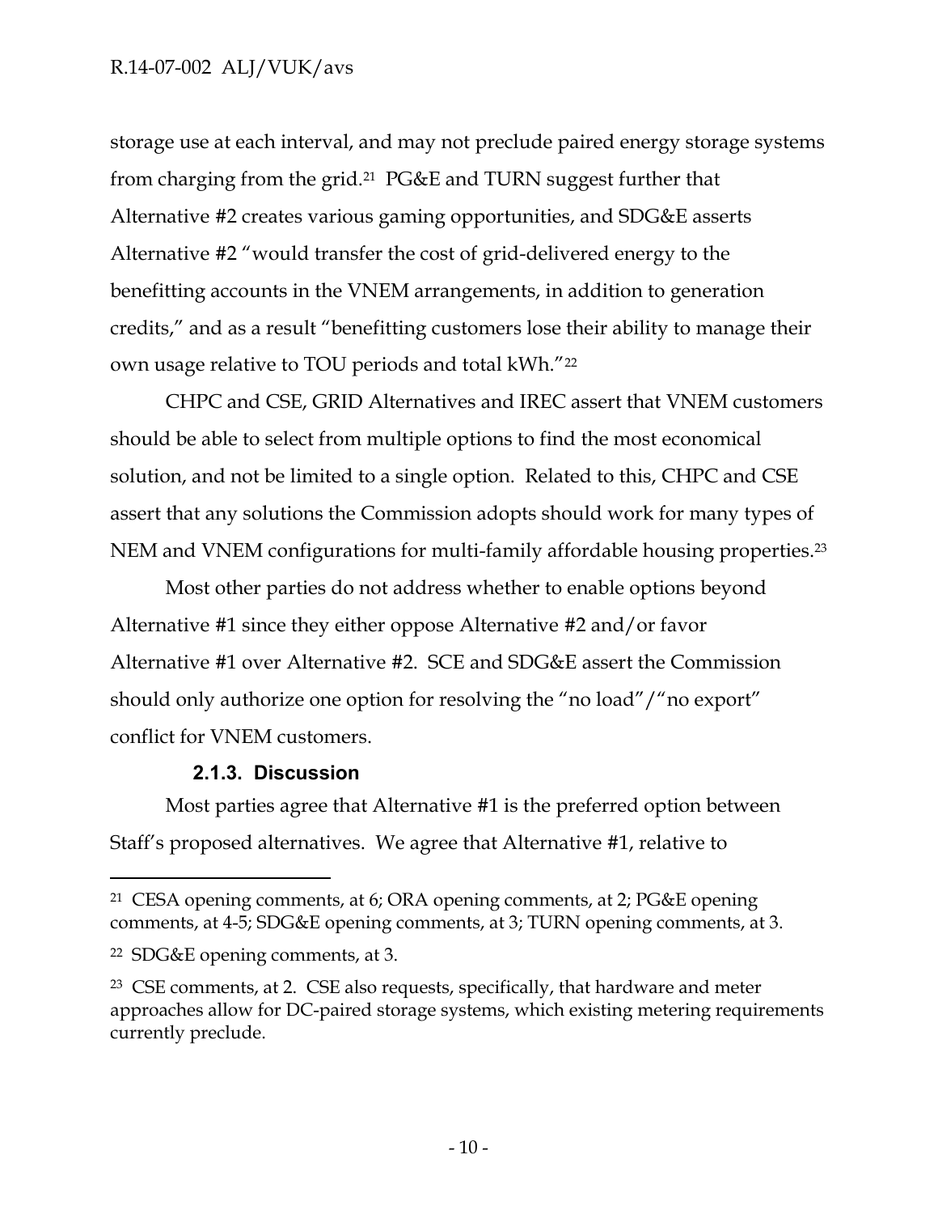storage use at each interval, and may not preclude paired energy storage systems from charging from the grid.[21] PG&E and TURN suggest further that Alternative #2 creates various gaming opportunities, and SDG&E asserts Alternative #2 "would transfer the cost of grid-delivered energy to the benefitting accounts in the VNEM arrangements, in addition to generation credits," and as a result "benefitting customers lose their ability to manage their own usage relative to TOU periods and total kWh."[22]

CHPC and CSE, GRID Alternatives and IREC assert that VNEM customers should be able to select from multiple options to find the most economical solution, and not be limited to a single option. Related to this, CHPC and CSE assert that any solutions the Commission adopts should work for many types of NEM and VNEM configurations for multi-family affordable housing properties.[23]

Most other parties do not address whether to enable options beyond Alternative #1 since they either oppose Alternative #2 and/or favor Alternative #1 over Alternative #2. SCE and SDG&E assert the Commission should only authorize one option for resolving the "no load"/"no export" conflict for VNEM customers.

#### 2.1.3. Discussion

Most parties agree that Alternative #1 is the preferred option between Staff's proposed alternatives. We agree that Alternative #1, relative to

---

[21] CESA opening comments, at 6; ORA opening comments, at 2; PG&E opening comments, at 4-5; SDG&E opening comments, at 3; TURN opening comments, at 3.

[22] SDG&E opening comments, at 3.

[23] CSE comments, at 2. CSE also requests, specifically, that hardware and meter approaches allow for DC-paired storage systems, which existing metering requirements currently preclude.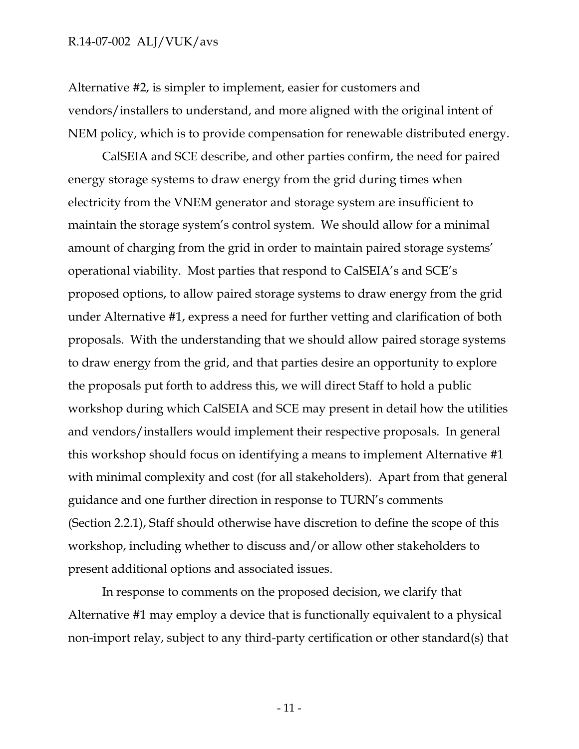Alternative #2, is simpler to implement, easier for customers and vendors/installers to understand, and more aligned with the original intent of NEM policy, which is to provide compensation for renewable distributed energy.

CalSEIA and SCE describe, and other parties confirm, the need for paired energy storage systems to draw energy from the grid during times when electricity from the VNEM generator and storage system are insufficient to maintain the storage system's control system. We should allow for a minimal amount of charging from the grid in order to maintain paired storage systems' operational viability. Most parties that respond to CalSEIA's and SCE's proposed options, to allow paired storage systems to draw energy from the grid under Alternative #1, express a need for further vetting and clarification of both proposals. With the understanding that we should allow paired storage systems to draw energy from the grid, and that parties desire an opportunity to explore the proposals put forth to address this, we will direct Staff to hold a public workshop during which CalSEIA and SCE may present in detail how the utilities and vendors/installers would implement their respective proposals. In general this workshop should focus on identifying a means to implement Alternative #1 with minimal complexity and cost (for all stakeholders). Apart from that general guidance and one further direction in response to TURN's comments (Section 2.2.1), Staff should otherwise have discretion to define the scope of this workshop, including whether to discuss and/or allow other stakeholders to present additional options and associated issues.

In response to comments on the proposed decision, we clarify that Alternative #1 may employ a device that is functionally equivalent to a physical non-import relay, subject to any third-party certification or other standard(s) that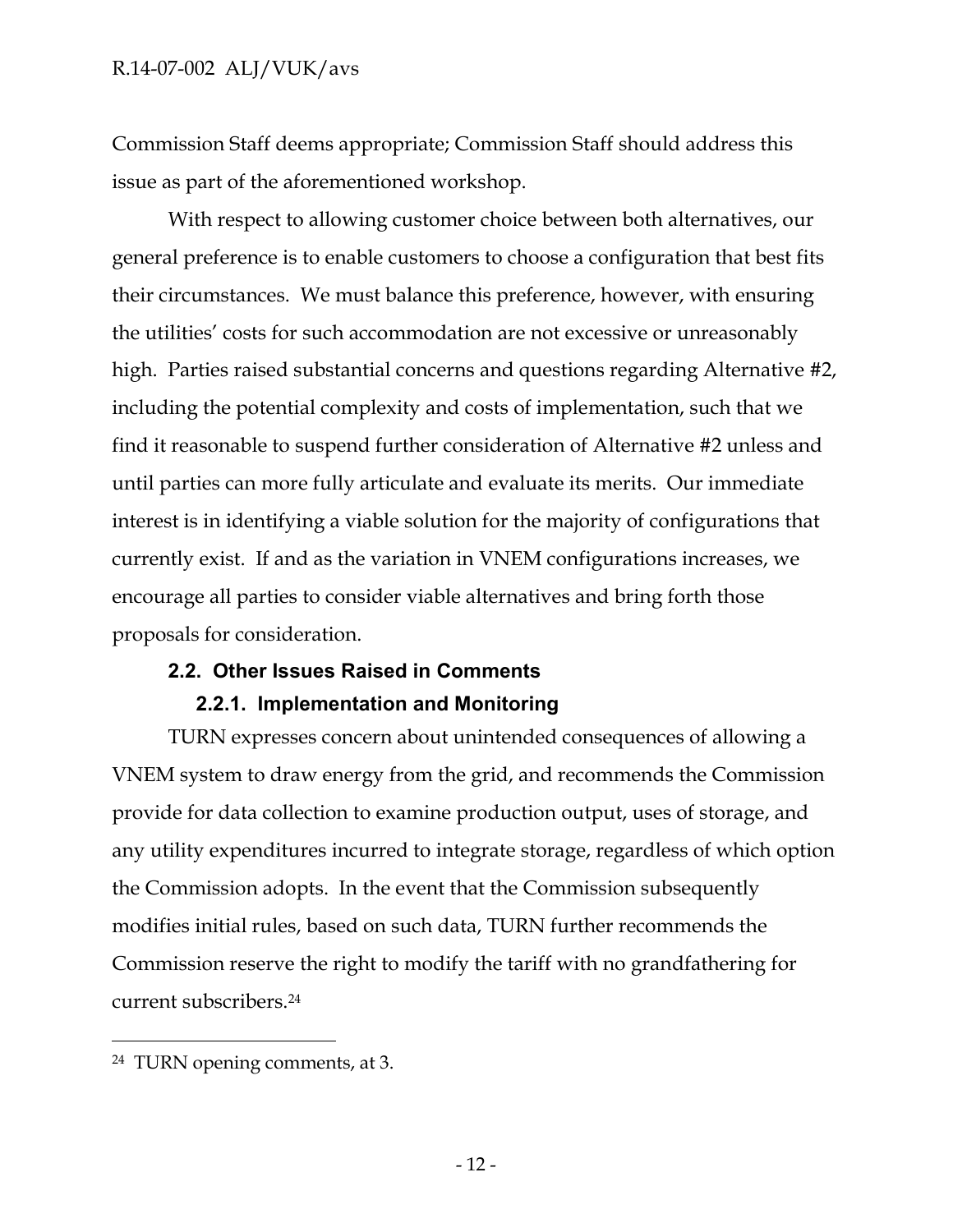Commission Staff deems appropriate; Commission Staff should address this issue as part of the aforementioned workshop.

With respect to allowing customer choice between both alternatives, our general preference is to enable customers to choose a configuration that best fits their circumstances. We must balance this preference, however, with ensuring the utilities' costs for such accommodation are not excessive or unreasonably high. Parties raised substantial concerns and questions regarding Alternative #2, including the potential complexity and costs of implementation, such that we find it reasonable to suspend further consideration of Alternative #2 unless and until parties can more fully articulate and evaluate its merits. Our immediate interest is in identifying a viable solution for the majority of configurations that currently exist. If and as the variation in VNEM configurations increases, we encourage all parties to consider viable alternatives and bring forth those proposals for consideration.

### 2.2. Other Issues Raised in Comments

#### 2.2.1. Implementation and Monitoring

TURN expresses concern about unintended consequences of allowing a VNEM system to draw energy from the grid, and recommends the Commission provide for data collection to examine production output, uses of storage, and any utility expenditures incurred to integrate storage, regardless of which option the Commission adopts. In the event that the Commission subsequently modifies initial rules, based on such data, TURN further recommends the Commission reserve the right to modify the tariff with no grandfathering for current subscribers.[24]

---

[24] TURN opening comments, at 3.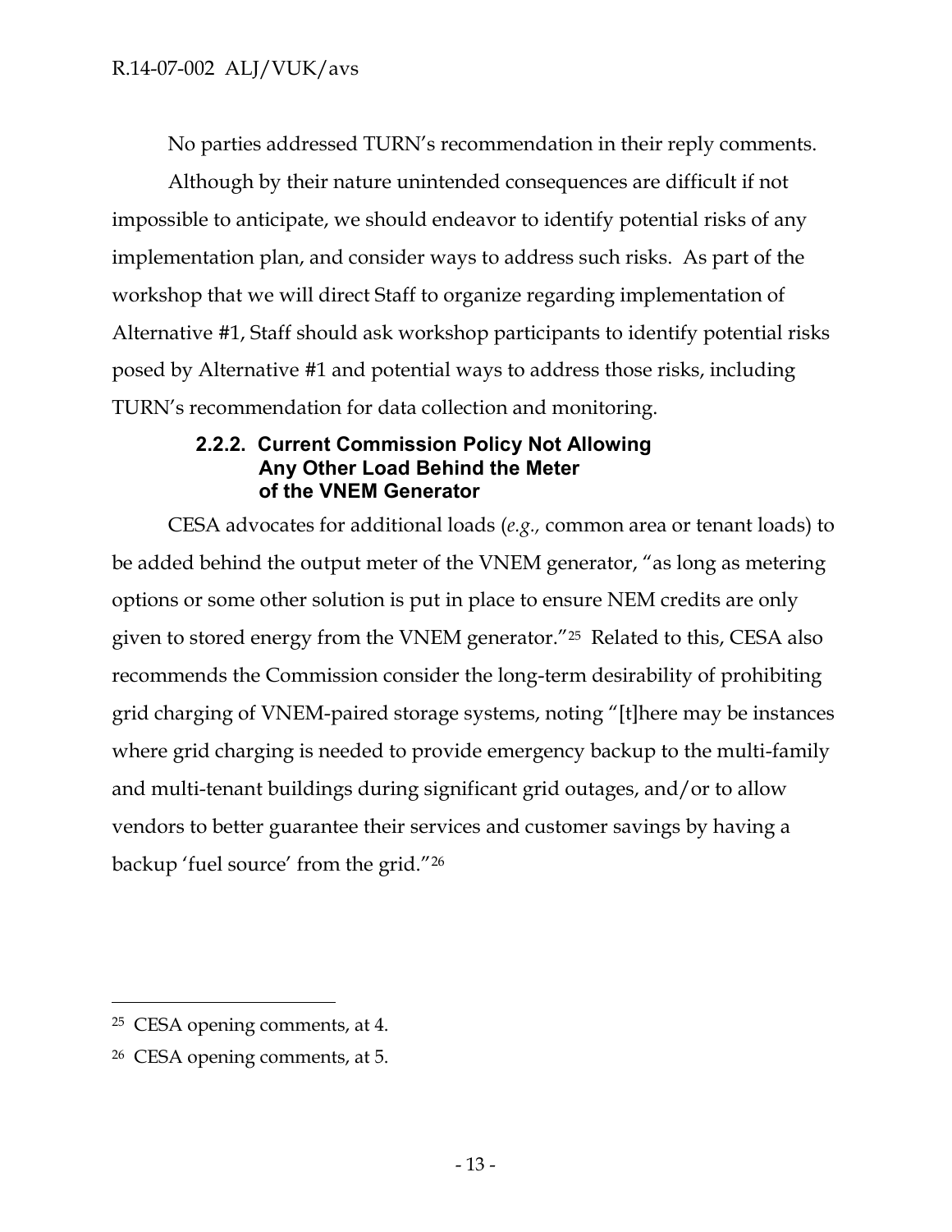No parties addressed TURN's recommendation in their reply comments.

Although by their nature unintended consequences are difficult if not impossible to anticipate, we should endeavor to identify potential risks of any implementation plan, and consider ways to address such risks. As part of the workshop that we will direct Staff to organize regarding implementation of Alternative #1, Staff should ask workshop participants to identify potential risks posed by Alternative #1 and potential ways to address those risks, including TURN's recommendation for data collection and monitoring.

#### 2.2.2. Current Commission Policy Not Allowing Any Other Load Behind the Meter of the VNEM Generator

CESA advocates for additional loads (*e.g.,* common area or tenant loads) to be added behind the output meter of the VNEM generator, "as long as metering options or some other solution is put in place to ensure NEM credits are only given to stored energy from the VNEM generator."[25] Related to this, CESA also recommends the Commission consider the long-term desirability of prohibiting grid charging of VNEM-paired storage systems, noting "[t]here may be instances where grid charging is needed to provide emergency backup to the multi-family and multi-tenant buildings during significant grid outages, and/or to allow vendors to better guarantee their services and customer savings by having a backup 'fuel source' from the grid."[26]

---

[25] CESA opening comments, at 4.

[26] CESA opening comments, at 5.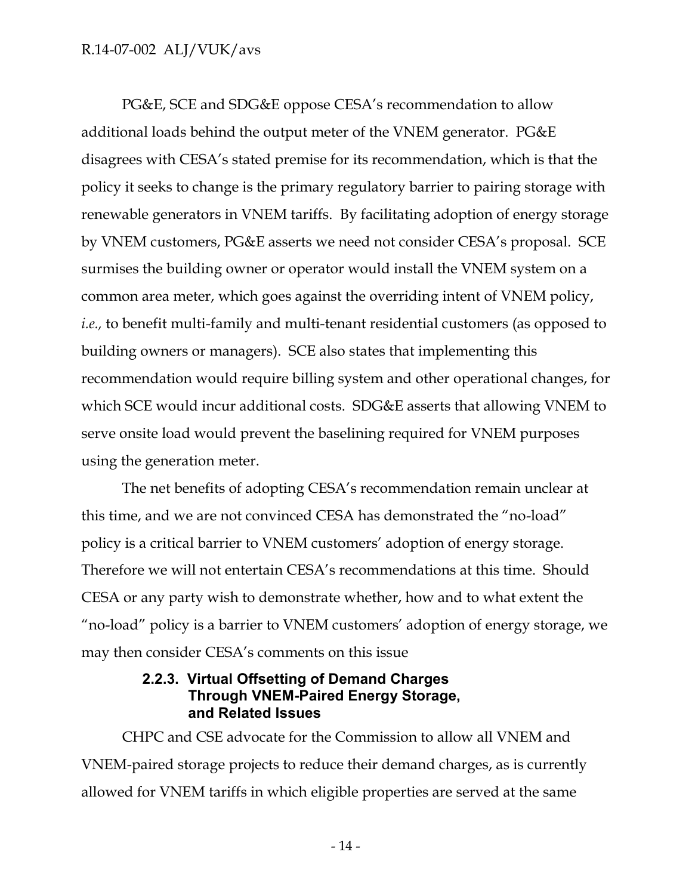PG&E, SCE and SDG&E oppose CESA's recommendation to allow additional loads behind the output meter of the VNEM generator. PG&E disagrees with CESA's stated premise for its recommendation, which is that the policy it seeks to change is the primary regulatory barrier to pairing storage with renewable generators in VNEM tariffs. By facilitating adoption of energy storage by VNEM customers, PG&E asserts we need not consider CESA's proposal. SCE surmises the building owner or operator would install the VNEM system on a common area meter, which goes against the overriding intent of VNEM policy, *i.e.,* to benefit multi-family and multi-tenant residential customers (as opposed to building owners or managers). SCE also states that implementing this recommendation would require billing system and other operational changes, for which SCE would incur additional costs. SDG&E asserts that allowing VNEM to serve onsite load would prevent the baselining required for VNEM purposes using the generation meter.

The net benefits of adopting CESA's recommendation remain unclear at this time, and we are not convinced CESA has demonstrated the "no-load" policy is a critical barrier to VNEM customers' adoption of energy storage. Therefore we will not entertain CESA's recommendations at this time. Should CESA or any party wish to demonstrate whether, how and to what extent the "no-load" policy is a barrier to VNEM customers' adoption of energy storage, we may then consider CESA's comments on this issue

#### 2.2.3. Virtual Offsetting of Demand Charges Through VNEM-Paired Energy Storage, and Related Issues

CHPC and CSE advocate for the Commission to allow all VNEM and VNEM-paired storage projects to reduce their demand charges, as is currently allowed for VNEM tariffs in which eligible properties are served at the same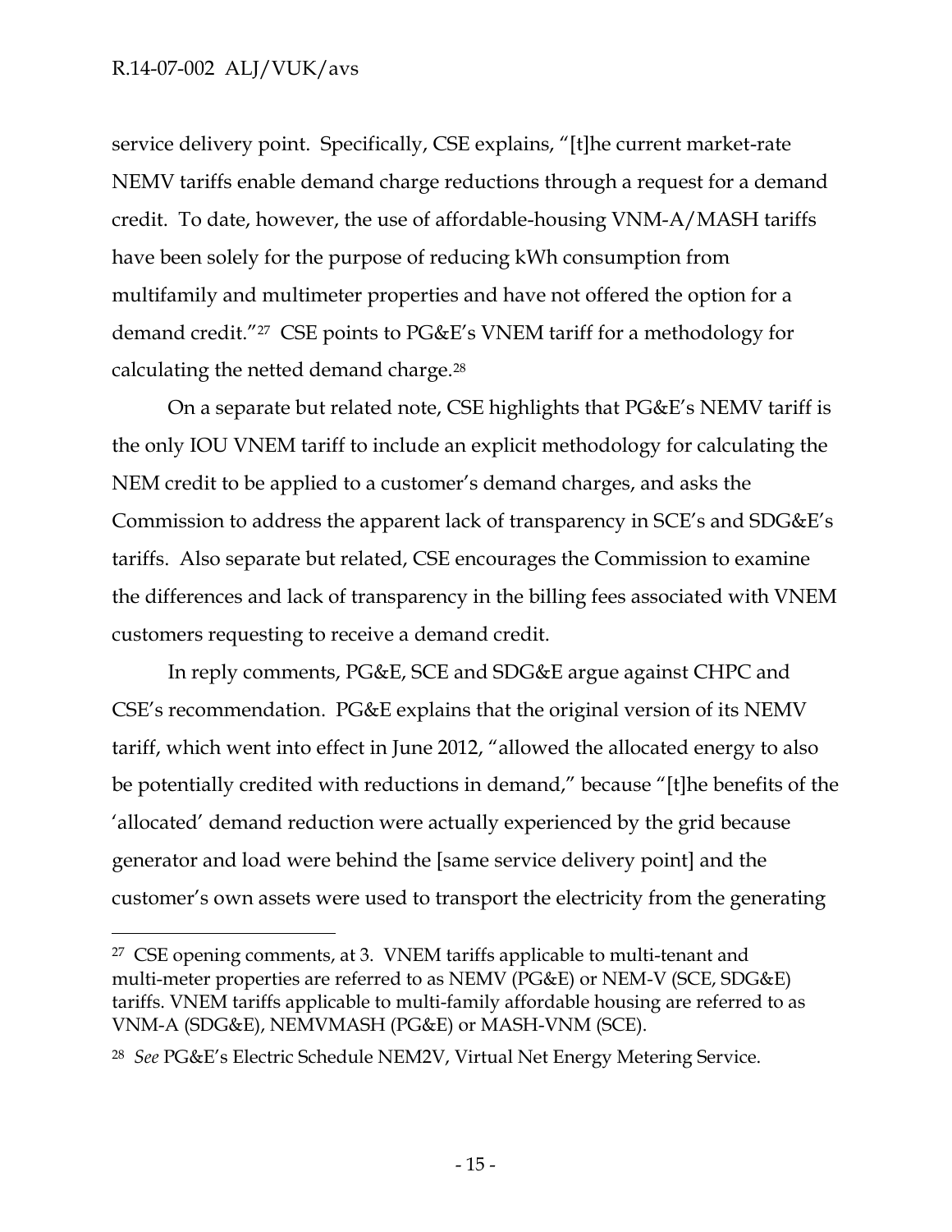service delivery point. Specifically, CSE explains, "[t]he current market-rate NEMV tariffs enable demand charge reductions through a request for a demand credit. To date, however, the use of affordable-housing VNM-A/MASH tariffs have been solely for the purpose of reducing kWh consumption from multifamily and multimeter properties and have not offered the option for a demand credit."[27] CSE points to PG&E's VNEM tariff for a methodology for calculating the netted demand charge.[28]

On a separate but related note, CSE highlights that PG&E's NEMV tariff is the only IOU VNEM tariff to include an explicit methodology for calculating the NEM credit to be applied to a customer's demand charges, and asks the Commission to address the apparent lack of transparency in SCE's and SDG&E's tariffs. Also separate but related, CSE encourages the Commission to examine the differences and lack of transparency in the billing fees associated with VNEM customers requesting to receive a demand credit.

In reply comments, PG&E, SCE and SDG&E argue against CHPC and CSE's recommendation. PG&E explains that the original version of its NEMV tariff, which went into effect in June 2012, "allowed the allocated energy to also be potentially credited with reductions in demand," because "[t]he benefits of the 'allocated' demand reduction were actually experienced by the grid because generator and load were behind the [same service delivery point] and the customer's own assets were used to transport the electricity from the generating

---

[27] CSE opening comments, at 3. VNEM tariffs applicable to multi-tenant and multi-meter properties are referred to as NEMV (PG&E) or NEM-V (SCE, SDG&E) tariffs. VNEM tariffs applicable to multi-family affordable housing are referred to as VNM-A (SDG&E), NEMVMASH (PG&E) or MASH-VNM (SCE).

[28] *See* PG&E's Electric Schedule NEM2V, Virtual Net Energy Metering Service.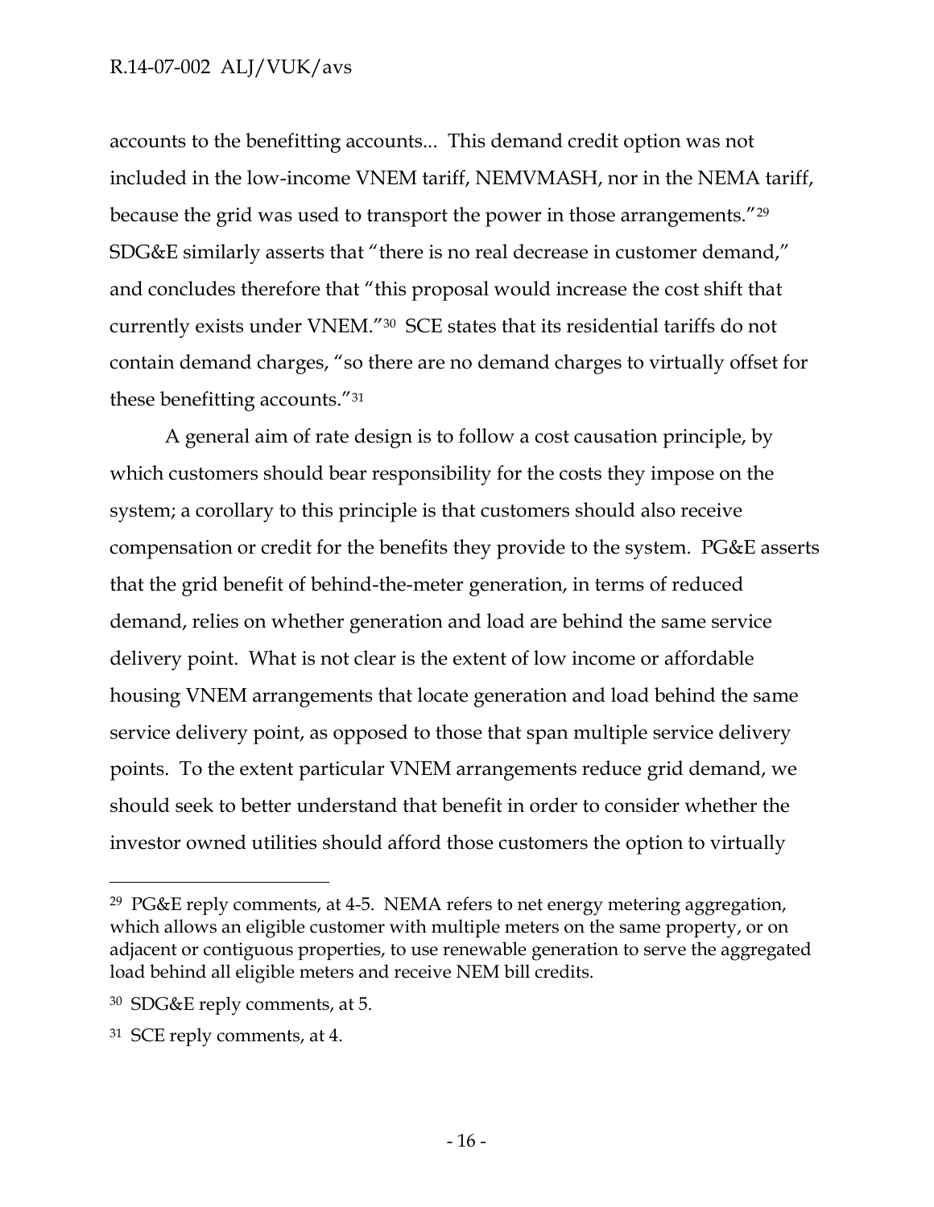accounts to the benefitting accounts... This demand credit option was not included in the low-income VNEM tariff, NEMVMASH, nor in the NEMA tariff, because the grid was used to transport the power in those arrangements."[29] SDG&E similarly asserts that "there is no real decrease in customer demand," and concludes therefore that "this proposal would increase the cost shift that currently exists under VNEM."[30] SCE states that its residential tariffs do not contain demand charges, "so there are no demand charges to virtually offset for these benefitting accounts."[31]

A general aim of rate design is to follow a cost causation principle, by which customers should bear responsibility for the costs they impose on the system; a corollary to this principle is that customers should also receive compensation or credit for the benefits they provide to the system. PG&E asserts that the grid benefit of behind-the-meter generation, in terms of reduced demand, relies on whether generation and load are behind the same service delivery point. What is not clear is the extent of low income or affordable housing VNEM arrangements that locate generation and load behind the same service delivery point, as opposed to those that span multiple service delivery points. To the extent particular VNEM arrangements reduce grid demand, we should seek to better understand that benefit in order to consider whether the investor owned utilities should afford those customers the option to virtually

---

[29] PG&E reply comments, at 4-5. NEMA refers to net energy metering aggregation, which allows an eligible customer with multiple meters on the same property, or on adjacent or contiguous properties, to use renewable generation to serve the aggregated load behind all eligible meters and receive NEM bill credits.

[30] SDG&E reply comments, at 5.

[31] SCE reply comments, at 4.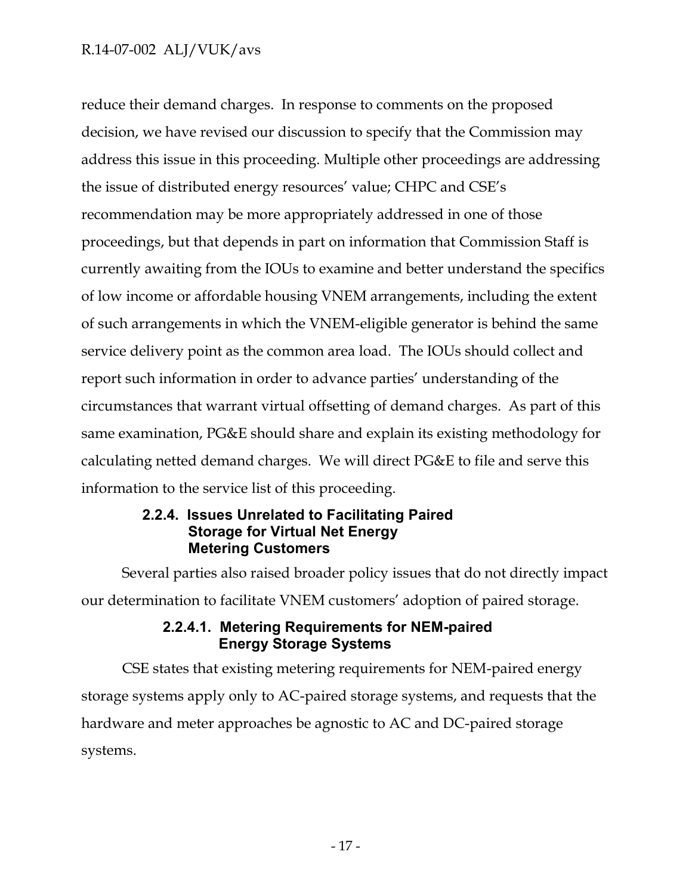reduce their demand charges. In response to comments on the proposed decision, we have revised our discussion to specify that the Commission may address this issue in this proceeding. Multiple other proceedings are addressing the issue of distributed energy resources' value; CHPC and CSE's recommendation may be more appropriately addressed in one of those proceedings, but that depends in part on information that Commission Staff is currently awaiting from the IOUs to examine and better understand the specifics of low income or affordable housing VNEM arrangements, including the extent of such arrangements in which the VNEM-eligible generator is behind the same service delivery point as the common area load. The IOUs should collect and report such information in order to advance parties' understanding of the circumstances that warrant virtual offsetting of demand charges. As part of this same examination, PG&E should share and explain its existing methodology for calculating netted demand charges. We will direct PG&E to file and serve this information to the service list of this proceeding.

#### 2.2.4. Issues Unrelated to Facilitating Paired Storage for Virtual Net Energy Metering Customers

Several parties also raised broader policy issues that do not directly impact our determination to facilitate VNEM customers' adoption of paired storage.

##### 2.2.4.1. Metering Requirements for NEM-paired Energy Storage Systems

CSE states that existing metering requirements for NEM-paired energy storage systems apply only to AC-paired storage systems, and requests that the hardware and meter approaches be agnostic to AC and DC-paired storage systems.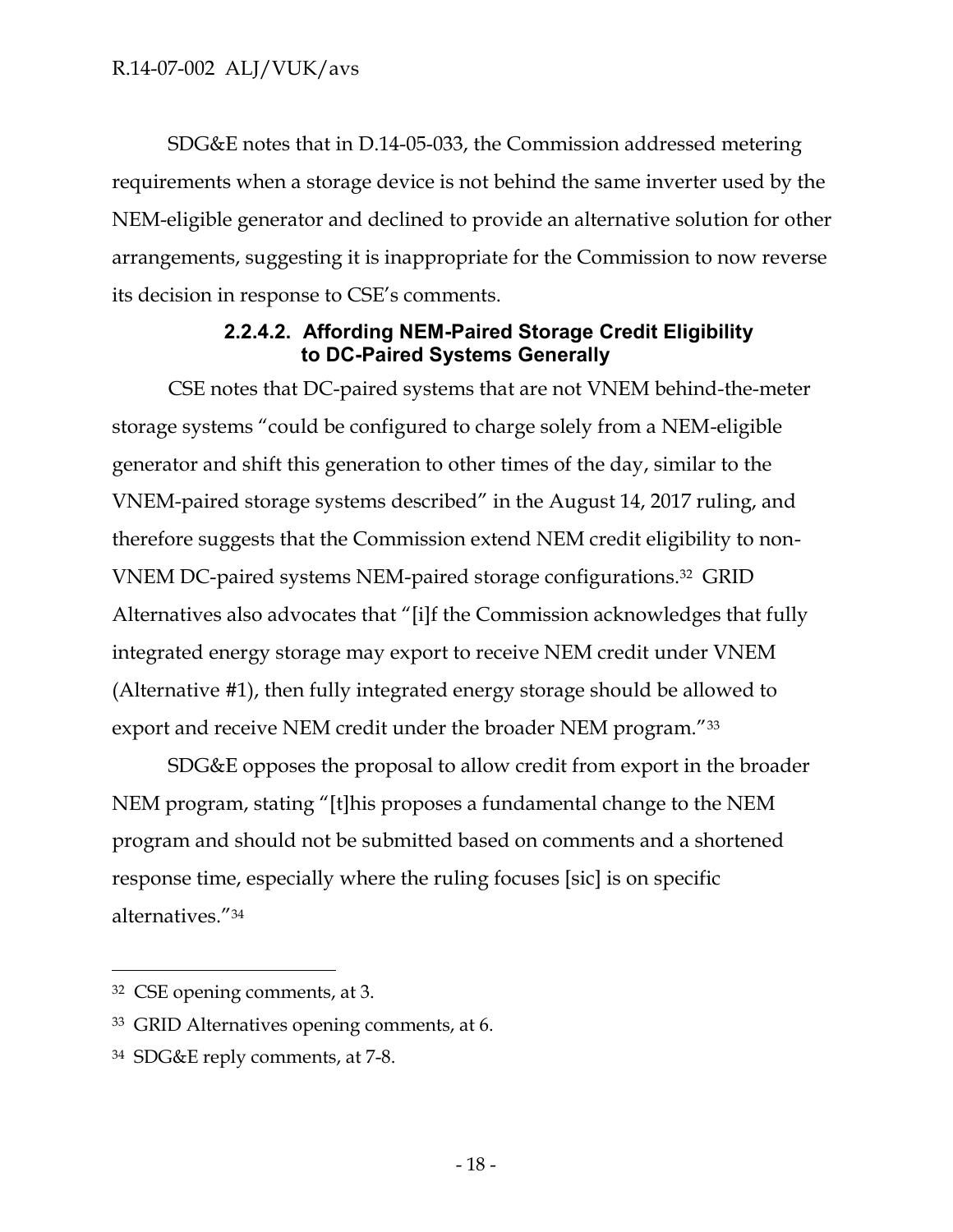SDG&E notes that in D.14-05-033, the Commission addressed metering requirements when a storage device is not behind the same inverter used by the NEM-eligible generator and declined to provide an alternative solution for other arrangements, suggesting it is inappropriate for the Commission to now reverse its decision in response to CSE's comments.

#### 2.2.4.2. Affording NEM-Paired Storage Credit Eligibility to DC-Paired Systems Generally

CSE notes that DC-paired systems that are not VNEM behind-the-meter storage systems "could be configured to charge solely from a NEM-eligible generator and shift this generation to other times of the day, similar to the VNEM-paired storage systems described" in the August 14, 2017 ruling, and therefore suggests that the Commission extend NEM credit eligibility to non-VNEM DC-paired systems NEM-paired storage configurations.[32] GRID Alternatives also advocates that "[i]f the Commission acknowledges that fully integrated energy storage may export to receive NEM credit under VNEM (Alternative #1), then fully integrated energy storage should be allowed to export and receive NEM credit under the broader NEM program."[33]

SDG&E opposes the proposal to allow credit from export in the broader NEM program, stating "[t]his proposes a fundamental change to the NEM program and should not be submitted based on comments and a shortened response time, especially where the ruling focuses [sic] is on specific alternatives."[34]

---

[32] CSE opening comments, at 3.

[33] GRID Alternatives opening comments, at 6.

[34] SDG&E reply comments, at 7-8.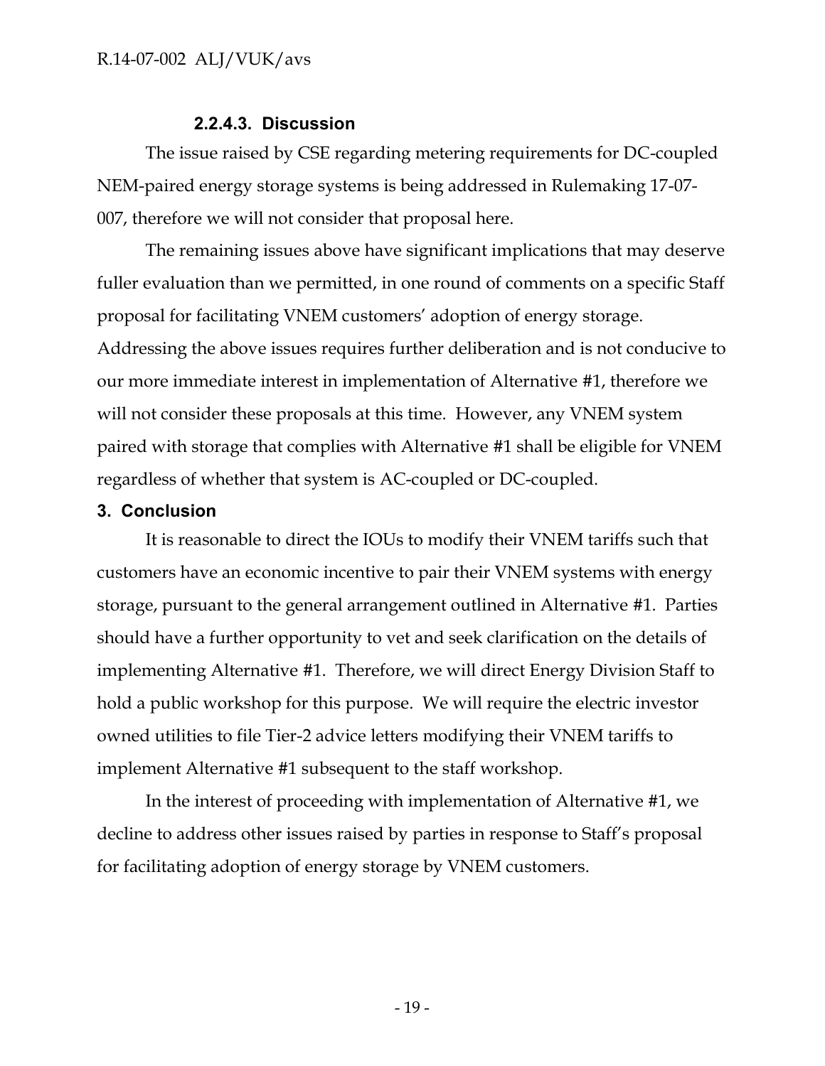#### 2.2.4.3. Discussion

The issue raised by CSE regarding metering requirements for DC-coupled NEM-paired energy storage systems is being addressed in Rulemaking 17-07-007, therefore we will not consider that proposal here.

The remaining issues above have significant implications that may deserve fuller evaluation than we permitted, in one round of comments on a specific Staff proposal for facilitating VNEM customers' adoption of energy storage. Addressing the above issues requires further deliberation and is not conducive to our more immediate interest in implementation of Alternative #1, therefore we will not consider these proposals at this time. However, any VNEM system paired with storage that complies with Alternative #1 shall be eligible for VNEM regardless of whether that system is AC-coupled or DC-coupled.

## 3. Conclusion

It is reasonable to direct the IOUs to modify their VNEM tariffs such that customers have an economic incentive to pair their VNEM systems with energy storage, pursuant to the general arrangement outlined in Alternative #1. Parties should have a further opportunity to vet and seek clarification on the details of implementing Alternative #1. Therefore, we will direct Energy Division Staff to hold a public workshop for this purpose. We will require the electric investor owned utilities to file Tier-2 advice letters modifying their VNEM tariffs to implement Alternative #1 subsequent to the staff workshop.

In the interest of proceeding with implementation of Alternative #1, we decline to address other issues raised by parties in response to Staff's proposal for facilitating adoption of energy storage by VNEM customers.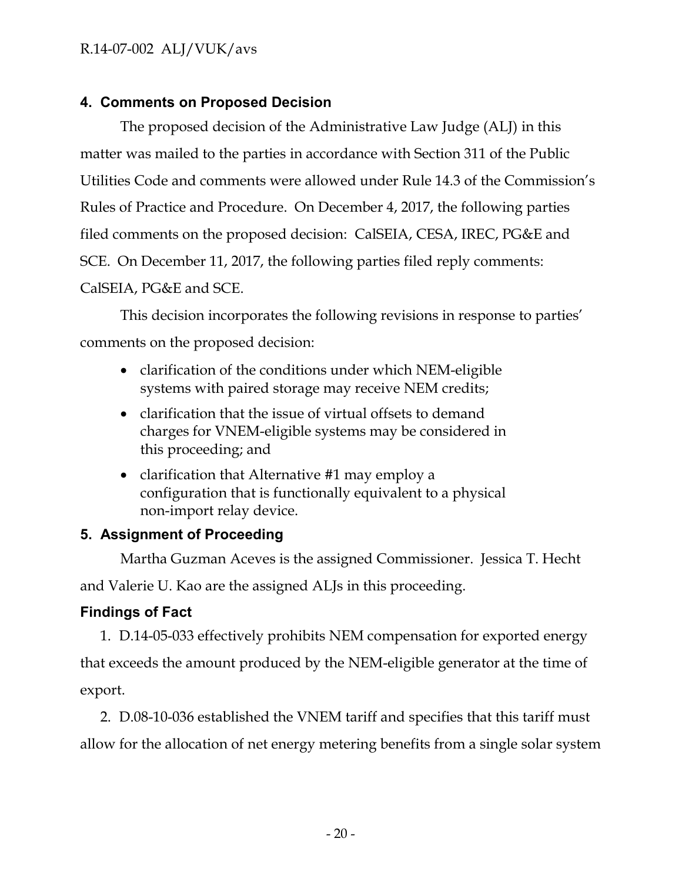## 4. Comments on Proposed Decision

The proposed decision of the Administrative Law Judge (ALJ) in this matter was mailed to the parties in accordance with Section 311 of the Public Utilities Code and comments were allowed under Rule 14.3 of the Commission's Rules of Practice and Procedure. On December 4, 2017, the following parties filed comments on the proposed decision: CalSEIA, CESA, IREC, PG&E and SCE. On December 11, 2017, the following parties filed reply comments: CalSEIA, PG&E and SCE.

This decision incorporates the following revisions in response to parties' comments on the proposed decision:

- clarification of the conditions under which NEM-eligible systems with paired storage may receive NEM credits;
- clarification that the issue of virtual offsets to demand charges for VNEM-eligible systems may be considered in this proceeding; and
- clarification that Alternative #1 may employ a configuration that is functionally equivalent to a physical non-import relay device.

## 5. Assignment of Proceeding

Martha Guzman Aceves is the assigned Commissioner. Jessica T. Hecht and Valerie U. Kao are the assigned ALJs in this proceeding.

## Findings of Fact

1. D.14-05-033 effectively prohibits NEM compensation for exported energy that exceeds the amount produced by the NEM-eligible generator at the time of export.

2. D.08-10-036 established the VNEM tariff and specifies that this tariff must allow for the allocation of net energy metering benefits from a single solar system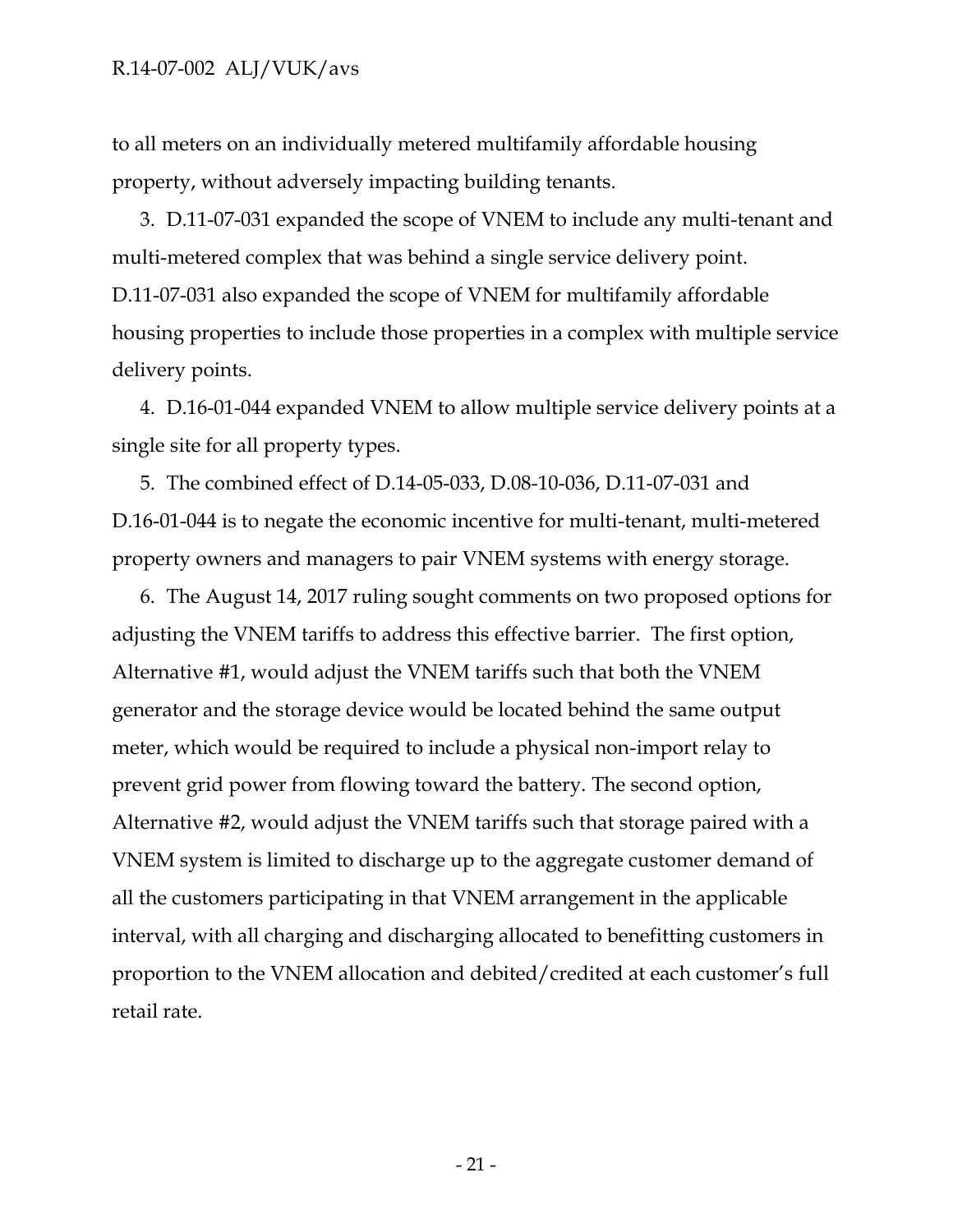to all meters on an individually metered multifamily affordable housing property, without adversely impacting building tenants.

3. D.11-07-031 expanded the scope of VNEM to include any multi-tenant and multi-metered complex that was behind a single service delivery point. D.11-07-031 also expanded the scope of VNEM for multifamily affordable housing properties to include those properties in a complex with multiple service delivery points.

4. D.16-01-044 expanded VNEM to allow multiple service delivery points at a single site for all property types.

5. The combined effect of D.14-05-033, D.08-10-036, D.11-07-031 and D.16-01-044 is to negate the economic incentive for multi-tenant, multi-metered property owners and managers to pair VNEM systems with energy storage.

6. The August 14, 2017 ruling sought comments on two proposed options for adjusting the VNEM tariffs to address this effective barrier. The first option, Alternative #1, would adjust the VNEM tariffs such that both the VNEM generator and the storage device would be located behind the same output meter, which would be required to include a physical non-import relay to prevent grid power from flowing toward the battery. The second option, Alternative #2, would adjust the VNEM tariffs such that storage paired with a VNEM system is limited to discharge up to the aggregate customer demand of all the customers participating in that VNEM arrangement in the applicable interval, with all charging and discharging allocated to benefitting customers in proportion to the VNEM allocation and debited/credited at each customer's full retail rate.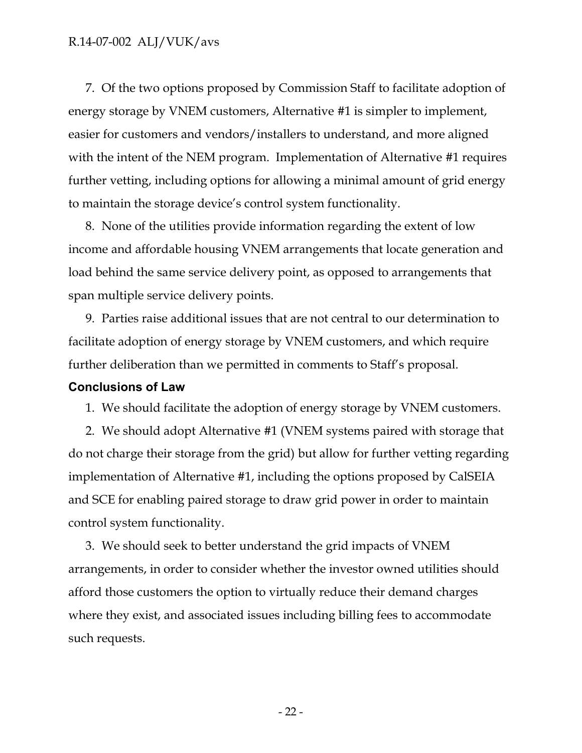7. Of the two options proposed by Commission Staff to facilitate adoption of energy storage by VNEM customers, Alternative #1 is simpler to implement, easier for customers and vendors/installers to understand, and more aligned with the intent of the NEM program. Implementation of Alternative #1 requires further vetting, including options for allowing a minimal amount of grid energy to maintain the storage device's control system functionality.

8. None of the utilities provide information regarding the extent of low income and affordable housing VNEM arrangements that locate generation and load behind the same service delivery point, as opposed to arrangements that span multiple service delivery points.

9. Parties raise additional issues that are not central to our determination to facilitate adoption of energy storage by VNEM customers, and which require further deliberation than we permitted in comments to Staff's proposal.

### Conclusions of Law

1. We should facilitate the adoption of energy storage by VNEM customers.

2. We should adopt Alternative #1 (VNEM systems paired with storage that do not charge their storage from the grid) but allow for further vetting regarding implementation of Alternative #1, including the options proposed by CalSEIA and SCE for enabling paired storage to draw grid power in order to maintain control system functionality.

3. We should seek to better understand the grid impacts of VNEM arrangements, in order to consider whether the investor owned utilities should afford those customers the option to virtually reduce their demand charges where they exist, and associated issues including billing fees to accommodate such requests.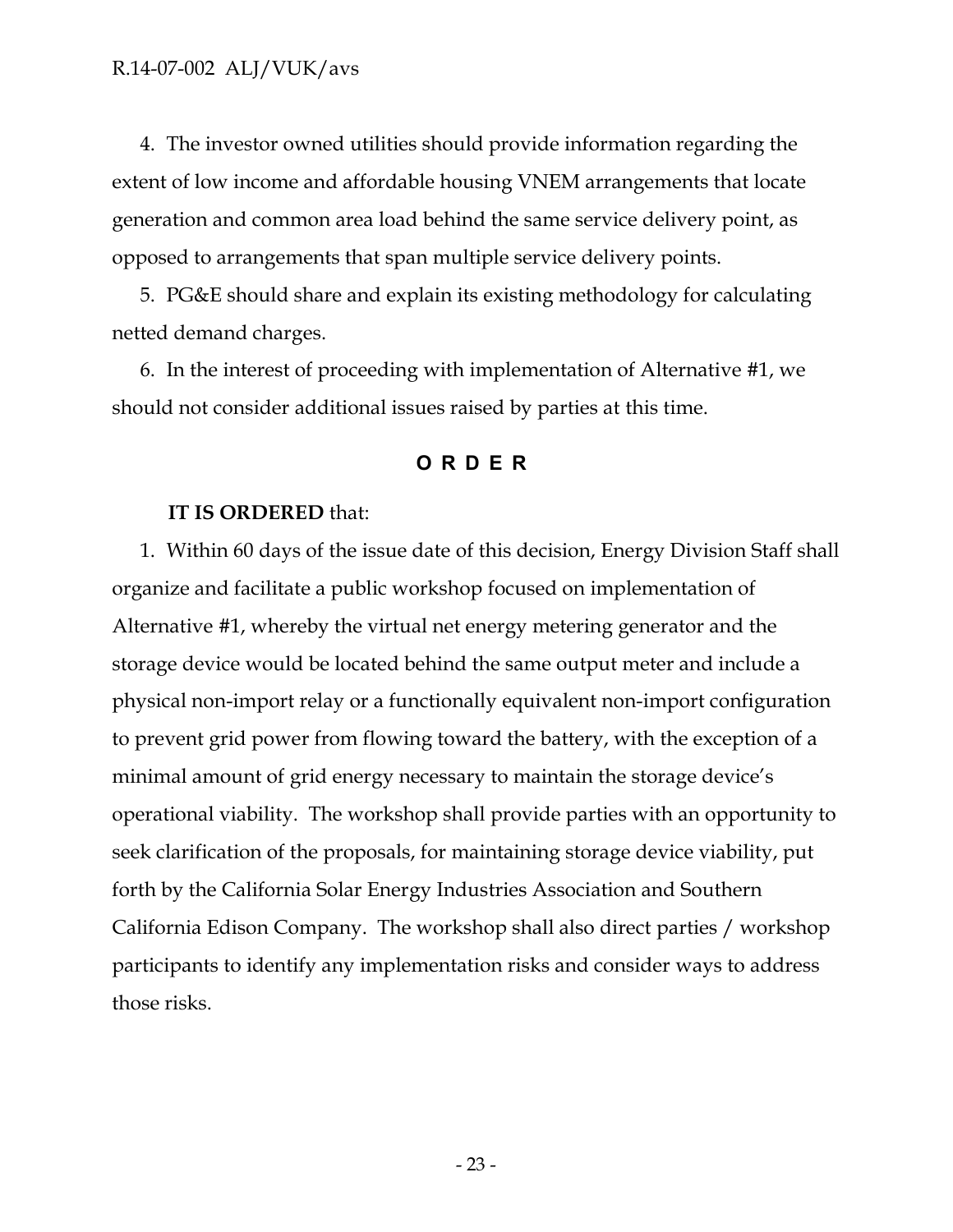4. The investor owned utilities should provide information regarding the extent of low income and affordable housing VNEM arrangements that locate generation and common area load behind the same service delivery point, as opposed to arrangements that span multiple service delivery points.

5. PG&E should share and explain its existing methodology for calculating netted demand charges.

6. In the interest of proceeding with implementation of Alternative #1, we should not consider additional issues raised by parties at this time.

## O R D E R

**IT IS ORDERED** that:

1. Within 60 days of the issue date of this decision, Energy Division Staff shall organize and facilitate a public workshop focused on implementation of Alternative #1, whereby the virtual net energy metering generator and the storage device would be located behind the same output meter and include a physical non-import relay or a functionally equivalent non-import configuration to prevent grid power from flowing toward the battery, with the exception of a minimal amount of grid energy necessary to maintain the storage device's operational viability. The workshop shall provide parties with an opportunity to seek clarification of the proposals, for maintaining storage device viability, put forth by the California Solar Energy Industries Association and Southern California Edison Company. The workshop shall also direct parties / workshop participants to identify any implementation risks and consider ways to address those risks.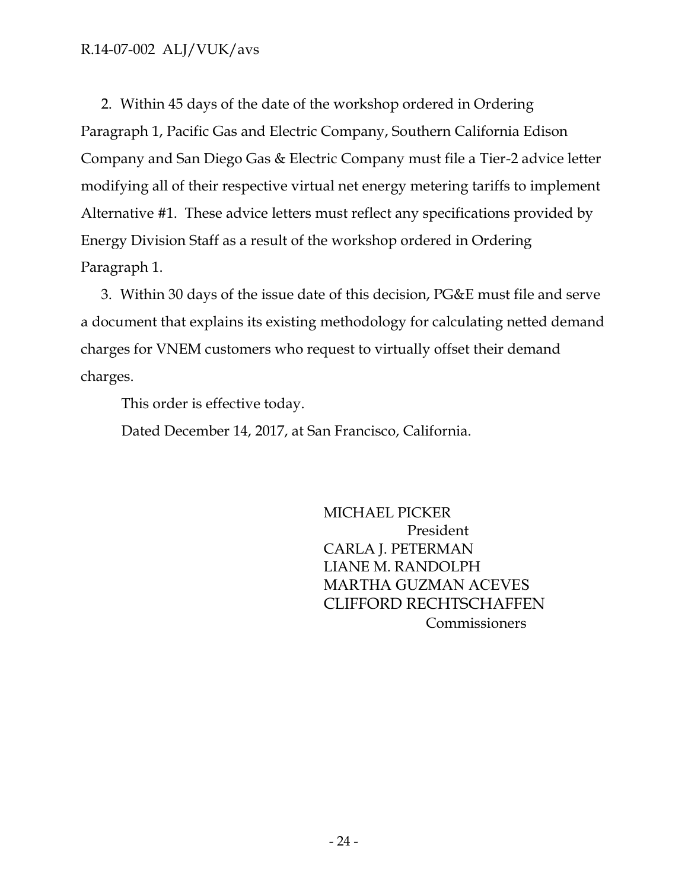2. Within 45 days of the date of the workshop ordered in Ordering Paragraph 1, Pacific Gas and Electric Company, Southern California Edison Company and San Diego Gas & Electric Company must file a Tier-2 advice letter modifying all of their respective virtual net energy metering tariffs to implement Alternative #1. These advice letters must reflect any specifications provided by Energy Division Staff as a result of the workshop ordered in Ordering Paragraph 1.

3. Within 30 days of the issue date of this decision, PG&E must file and serve a document that explains its existing methodology for calculating netted demand charges for VNEM customers who request to virtually offset their demand charges.

This order is effective today.

Dated December 14, 2017, at San Francisco, California.

MICHAEL PICKER
President
CARLA J. PETERMAN
LIANE M. RANDOLPH
MARTHA GUZMAN ACEVES
CLIFFORD RECHTSCHAFFEN
Commissioners